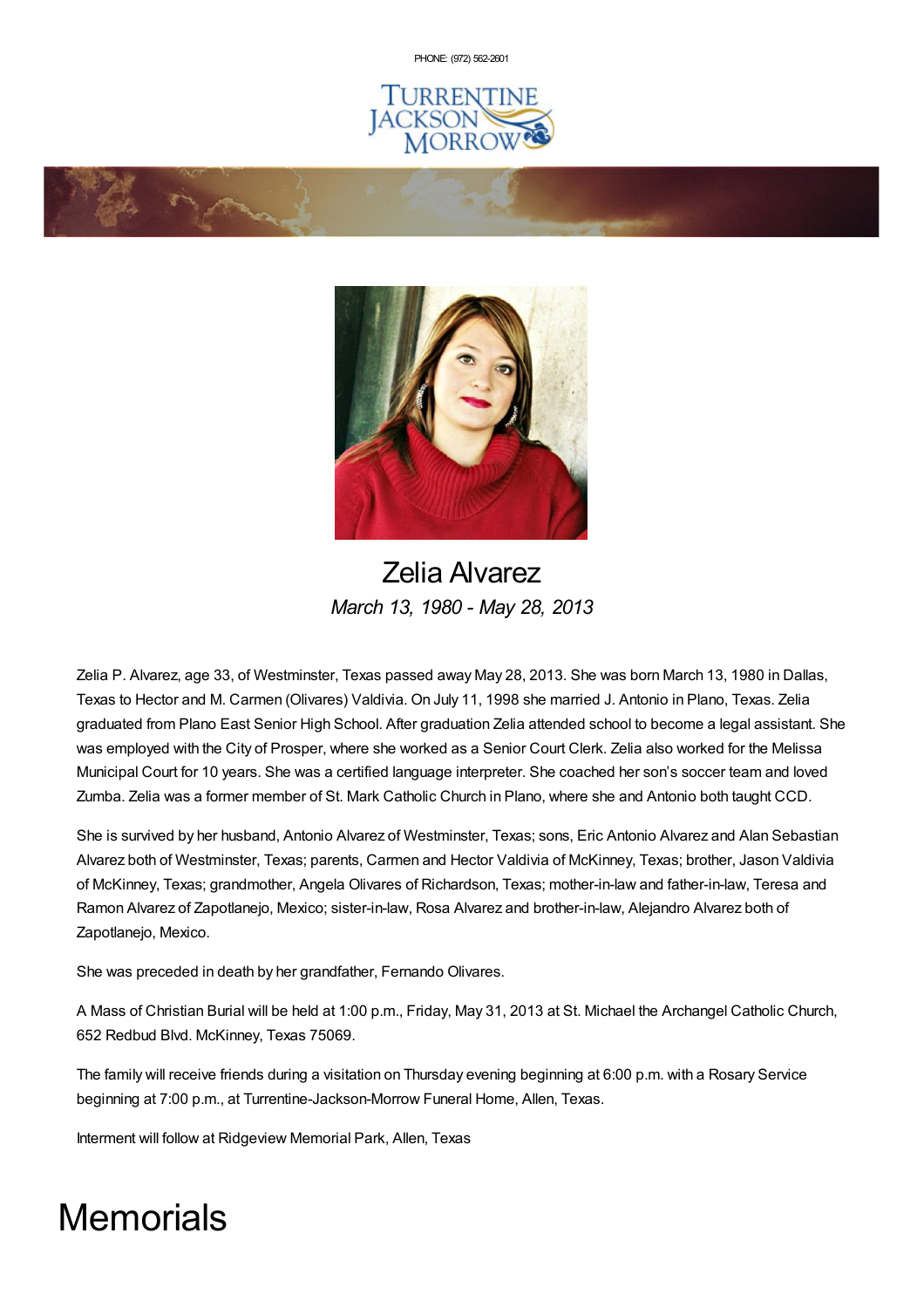PHONE: (972) 562-2601

TURRENTINE JACKSON MORROW

# Zelia Alvarez

*March 13, 1980 - May 28, 2013*

Zelia P. Alvarez, age 33, of Westminster, Texas passed away May 28, 2013. She was born March 13, 1980 in Dallas, Texas to Hector and M. Carmen (Olivares) Valdivia. On July 11, 1998 she married J. Antonio in Plano, Texas. Zelia graduated from Plano East Senior High School. After graduation Zelia attended school to become a legal assistant. She was employed with the City of Prosper, where she worked as a Senior Court Clerk. Zelia also worked for the Melissa Municipal Court for 10 years. She was a certified language interpreter. She coached her son's soccer team and loved Zumba. Zelia was a former member of St. Mark Catholic Church in Plano, where she and Antonio both taught CCD.

She is survived by her husband, Antonio Alvarez of Westminster, Texas; sons, Eric Antonio Alvarez and Alan Sebastian Alvarez both of Westminster, Texas; parents, Carmen and Hector Valdivia of McKinney, Texas; brother, Jason Valdivia of McKinney, Texas; grandmother, Angela Olivares of Richardson, Texas; mother-in-law and father-in-law, Teresa and Ramon Alvarez of Zapotlanejo, Mexico; sister-in-law, Rosa Alvarez and brother-in-law, Alejandro Alvarez both of Zapotlanejo, Mexico.

She was preceded in death by her grandfather, Fernando Olivares.

A Mass of Christian Burial will be held at 1:00 p.m., Friday, May 31, 2013 at St. Michael the Archangel Catholic Church, 652 Redbud Blvd. McKinney, Texas 75069.

The family will receive friends during a visitation on Thursday evening beginning at 6:00 p.m. with a Rosary Service beginning at 7:00 p.m., at Turrentine-Jackson-Morrow Funeral Home, Allen, Texas.

Interment will follow at Ridgeview Memorial Park, Allen, Texas

# Memorials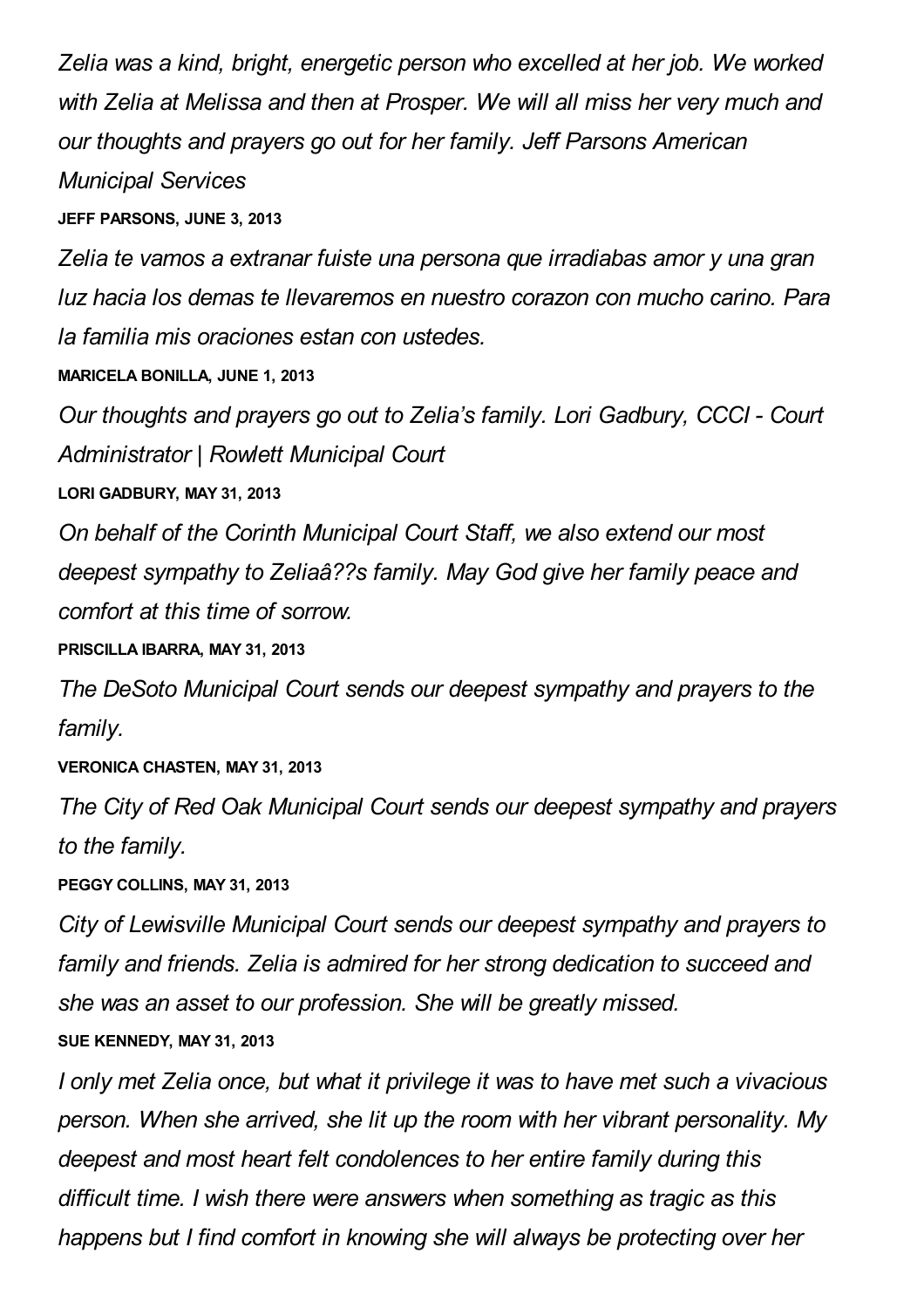*Zelia was a kind, bright, energetic person who excelled at her job. We worked with Zelia at Melissa and then at Prosper. We will all miss her very much and our thoughts and prayers go out for her family. Jeff Parsons American Municipal Services*

**JEFF PARSONS, JUNE 3, 2013**

*Zelia te vamos a extranar fuiste una persona que irradiabas amor y una gran luz hacia los demas te llevaremos en nuestro corazon con mucho carino. Para la familia mis oraciones estan con ustedes.*

**MARICELA BONILLA, JUNE 1, 2013**

*Our thoughts and prayers go out to Zelia's family. Lori Gadbury, CCCI - Court Administrator | Rowlett Municipal Court*

**LORI GADBURY, MAY 31, 2013**

*On behalf of the Corinth Municipal Court Staff, we also extend our most deepest sympathy to Zeliaâ??s family. May God give her family peace and comfort at this time of sorrow.*

**PRISCILLA IBARRA, MAY 31, 2013**

*The DeSoto Municipal Court sends our deepest sympathy and prayers to the family.*

**VERONICA CHASTEN, MAY 31, 2013**

*The City of Red Oak Municipal Court sends our deepest sympathy and prayers to the family.*

**PEGGY COLLINS, MAY 31, 2013**

*City of Lewisville Municipal Court sends our deepest sympathy and prayers to family and friends. Zelia is admired for her strong dedication to succeed and she was an asset to our profession. She will be greatly missed.*

**SUE KENNEDY, MAY 31, 2013**

*I only met Zelia once, but what it privilege it was to have met such a vivacious person. When she arrived, she lit up the room with her vibrant personality. My deepest and most heart felt condolences to her entire family during this difficult time. I wish there were answers when something as tragic as this happens but I find comfort in knowing she will always be protecting over her*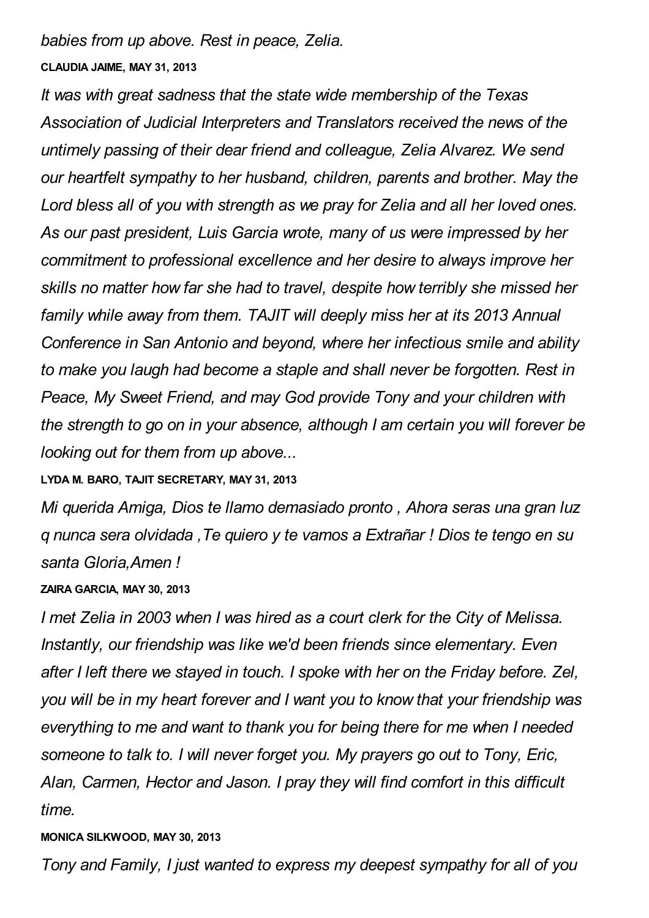*babies from up above. Rest in peace, Zelia.*

**CLAUDIA JAIME, MAY 31, 2013**

*It was with great sadness that the state wide membership of the Texas Association of Judicial Interpreters and Translators received the news of the untimely passing of their dear friend and colleague, Zelia Alvarez. We send our heartfelt sympathy to her husband, children, parents and brother. May the Lord bless all of you with strength as we pray for Zelia and all her loved ones. As our past president, Luis Garcia wrote, many of us were impressed by her commitment to professional excellence and her desire to always improve her skills no matter how far she had to travel, despite how terribly she missed her family while away from them. TAJIT will deeply miss her at its 2013 Annual Conference in San Antonio and beyond, where her infectious smile and ability to make you laugh had become a staple and shall never be forgotten. Rest in Peace, My Sweet Friend, and may God provide Tony and your children with the strength to go on in your absence, although I am certain you will forever be looking out for them from up above...*

**LYDA M. BARO, TAJIT SECRETARY, MAY 31, 2013**

*Mi querida Amiga, Dios te llamo demasiado pronto , Ahora seras una gran luz q nunca sera olvidada ,Te quiero y te vamos a Extrañar ! Dios te tengo en su santa Gloria,Amen !*

**ZAIRA GARCIA, MAY 30, 2013**

*I met Zelia in 2003 when I was hired as a court clerk for the City of Melissa. Instantly, our friendship was like we'd been friends since elementary. Even after I left there we stayed in touch. I spoke with her on the Friday before. Zel, you will be in my heart forever and I want you to know that your friendship was everything to me and want to thank you for being there for me when I needed someone to talk to. I will never forget you. My prayers go out to Tony, Eric, Alan, Carmen, Hector and Jason. I pray they will find comfort in this difficult time.*

**MONICA SILKWOOD, MAY 30, 2013**

*Tony and Family, I just wanted to express my deepest sympathy for all of you*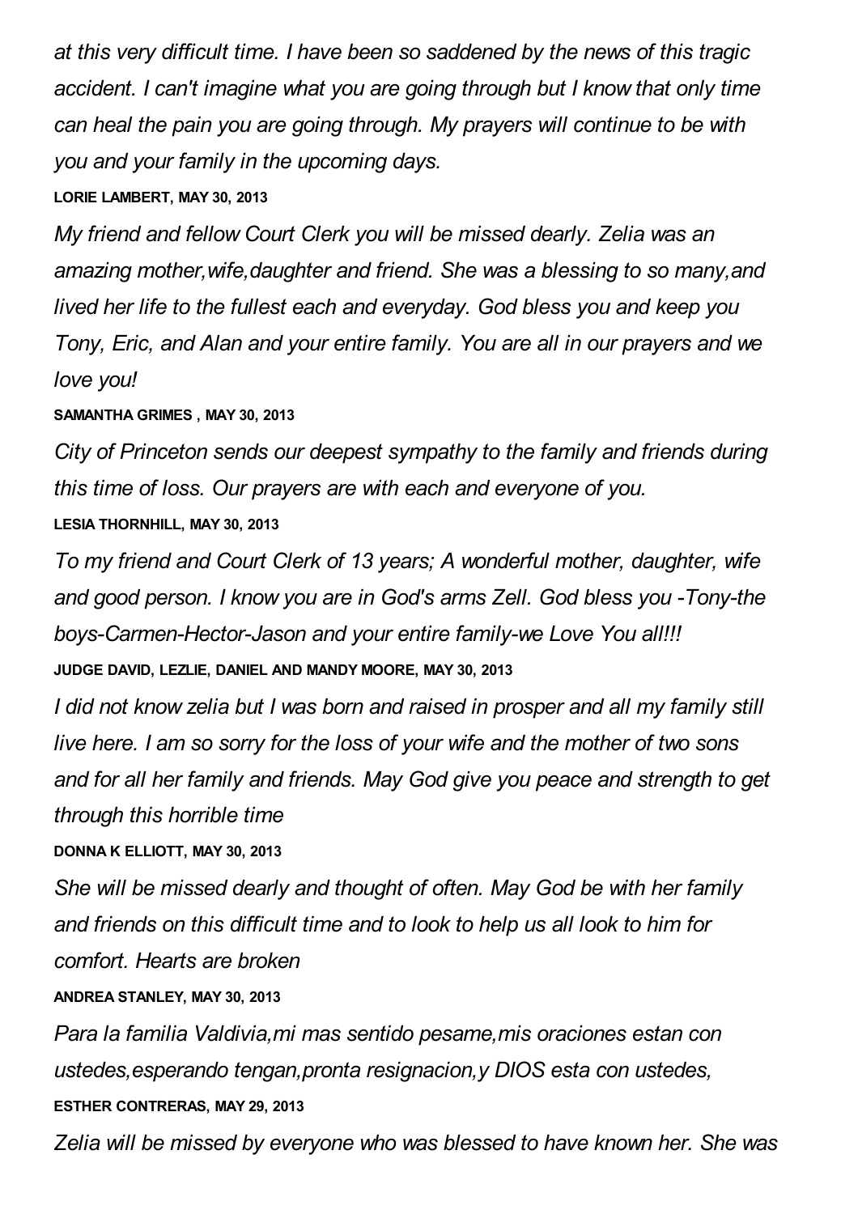*at this very difficult time. I have been so saddened by the news of this tragic accident. I can't imagine what you are going through but I know that only time can heal the pain you are going through. My prayers will continue to be with you and your family in the upcoming days.*

**LORIE LAMBERT, MAY 30, 2013**

*My friend and fellow Court Clerk you will be missed dearly. Zelia was an amazing mother,wife,daughter and friend. She was a blessing to so many,and lived her life to the fullest each and everyday. God bless you and keep you Tony, Eric, and Alan and your entire family. You are all in our prayers and we love you!*

**SAMANTHA GRIMES , MAY 30, 2013**

*City of Princeton sends our deepest sympathy to the family and friends during this time of loss. Our prayers are with each and everyone of you.*

**LESIA THORNHILL, MAY 30, 2013**

*To my friend and Court Clerk of 13 years; A wonderful mother, daughter, wife and good person. I know you are in God's arms Zell. God bless you -Tony-the boys-Carmen-Hector-Jason and your entire family-we Love You all!!!*

**JUDGE DAVID, LEZLIE, DANIEL AND MANDY MOORE, MAY 30, 2013**

*I did not know zelia but I was born and raised in prosper and all my family still live here. I am so sorry for the loss of your wife and the mother of two sons and for all her family and friends. May God give you peace and strength to get through this horrible time*

**DONNA K ELLIOTT, MAY 30, 2013**

*She will be missed dearly and thought of often. May God be with her family and friends on this difficult time and to look to help us all look to him for comfort. Hearts are broken*

**ANDREA STANLEY, MAY 30, 2013**

*Para la familia Valdivia,mi mas sentido pesame,mis oraciones estan con ustedes,esperando tengan,pronta resignacion,y DIOS esta con ustedes,*

**ESTHER CONTRERAS, MAY 29, 2013**

*Zelia will be missed by everyone who was blessed to have known her. She was*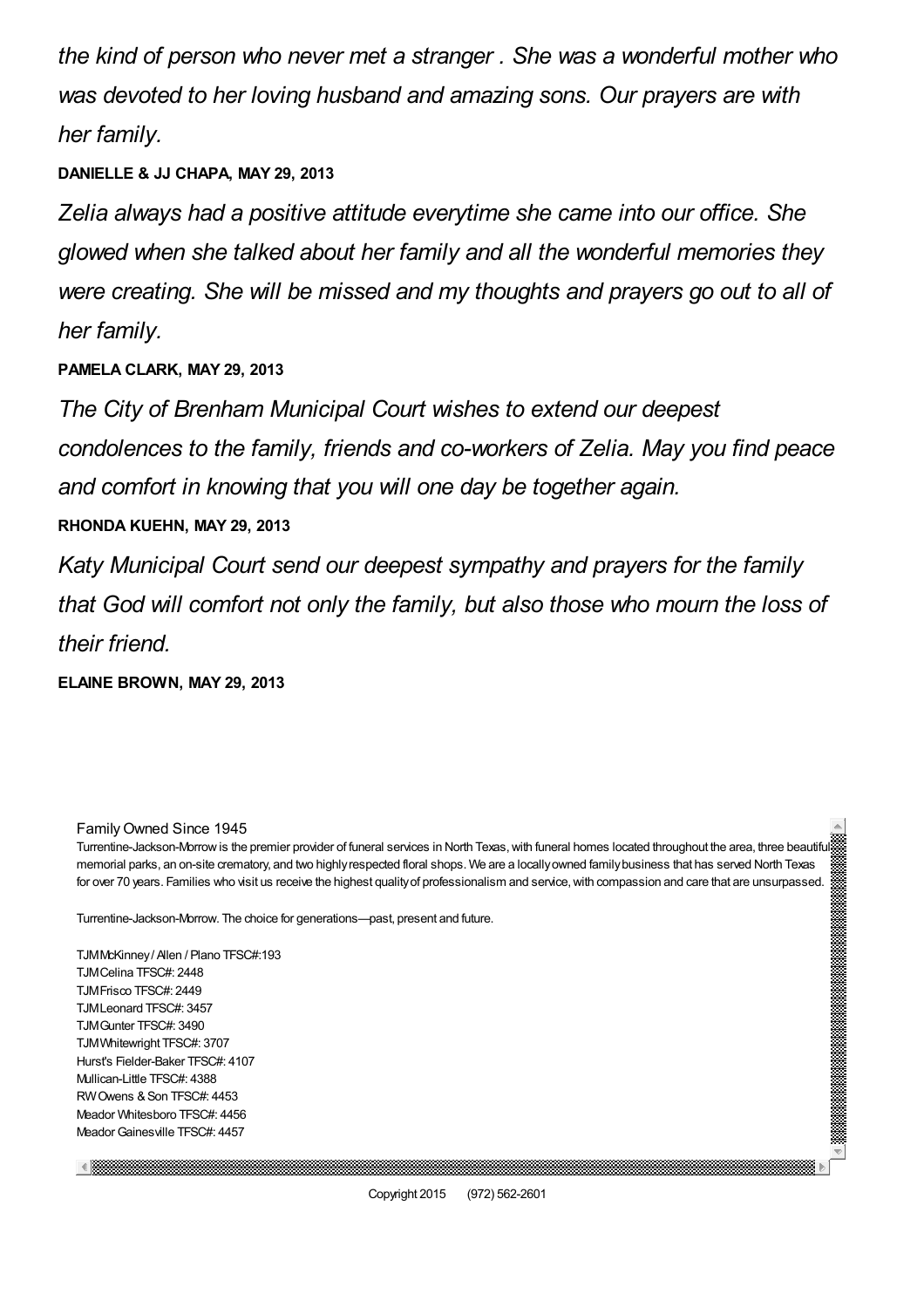*the kind of person who never met a stranger . She was a wonderful mother who was devoted to her loving husband and amazing sons. Our prayers are with her family.*

**DANIELLE & JJ CHAPA, MAY 29, 2013**

*Zelia always had a positive attitude everytime she came into our office. She glowed when she talked about her family and all the wonderful memories they were creating. She will be missed and my thoughts and prayers go out to all of her family.*

**PAMELA CLARK, MAY 29, 2013**

*The City of Brenham Municipal Court wishes to extend our deepest condolences to the family, friends and co-workers of Zelia. May you find peace and comfort in knowing that you will one day be together again.*

**RHONDA KUEHN, MAY 29, 2013**

*Katy Municipal Court send our deepest sympathy and prayers for the family that God will comfort not only the family, but also those who mourn the loss of their friend.*

**ELAINE BROWN, MAY 29, 2013**

Family Owned Since 1945

Turrentine-Jackson-Morrow is the premier provider of funeral services in North Texas, with funeral homes located throughout the area, three beautiful memorial parks, an on-site crematory, and two highly respected floral shops. We are a locally owned family business that has served North Texas for over 70 years. Families who visit us receive the highest quality of professionalism and service, with compassion and care that are unsurpassed.

Turrentine-Jackson-Morrow. The choice for generations—past, present and future.

TJM McKinney / Allen / Plano TFSC#:193
TJM Celina TFSC#: 2448
TJM Frisco TFSC#: 2449
TJM Leonard TFSC#: 3457
TJM Gunter TFSC#: 3490
TJM Whitewright TFSC#: 3707
Hurst's Fielder-Baker TFSC#: 4107
Mullican-Little TFSC#: 4388
RW Owens & Son TFSC#: 4453
Meador Whitesboro TFSC#: 4456
Meador Gainesville TFSC#: 4457

Copyright 2015 (972) 562-2601